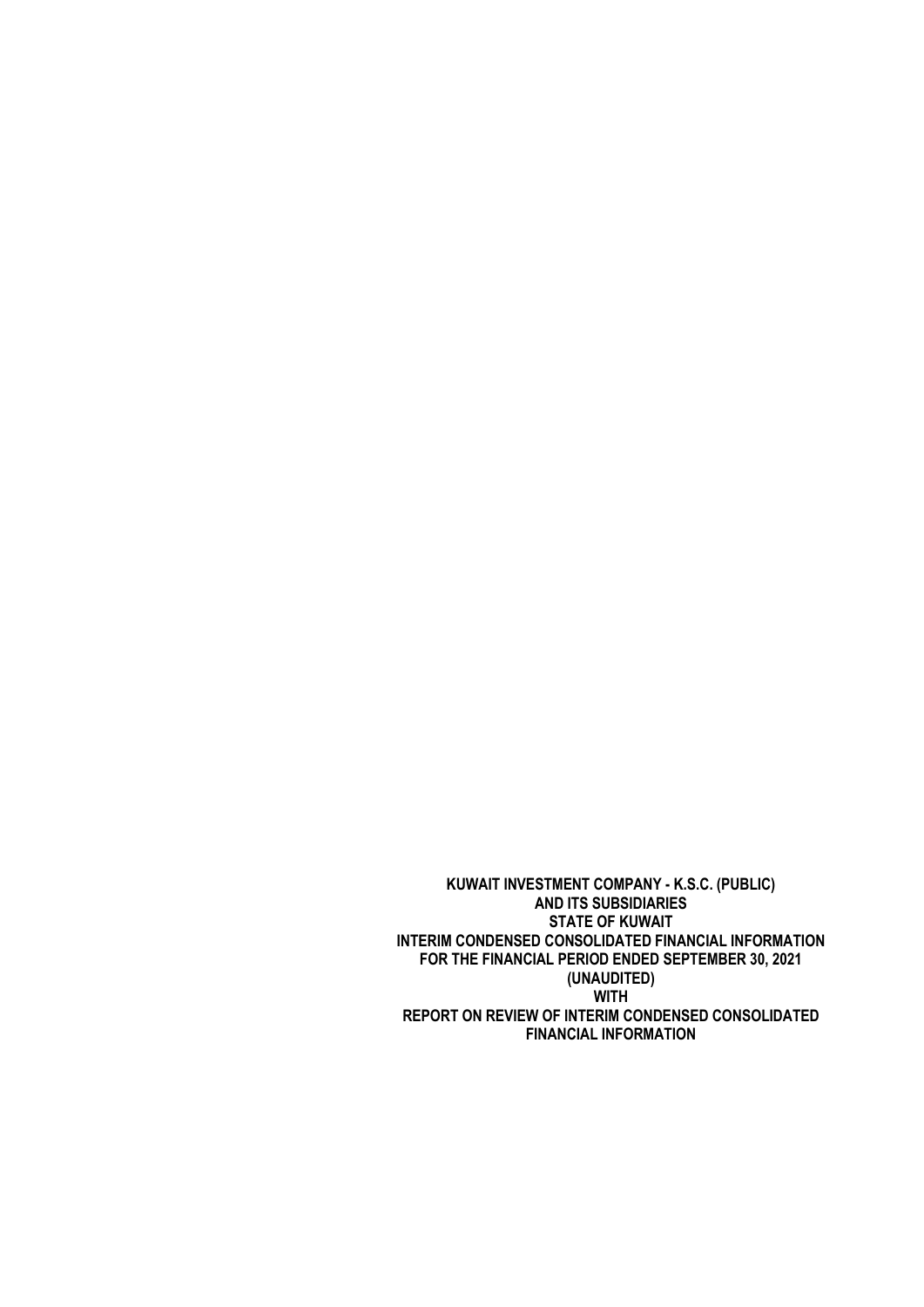**KUWAIT INVESTMENT COMPANY - K.S.C. (PUBLIC)**
**AND ITS SUBSIDIARIES**
**STATE OF KUWAIT**
**INTERIM CONDENSED CONSOLIDATED FINANCIAL INFORMATION**
**FOR THE FINANCIAL PERIOD ENDED SEPTEMBER 30, 2021**
**(UNAUDITED)**
**WITH**
**REPORT ON REVIEW OF INTERIM CONDENSED CONSOLIDATED FINANCIAL INFORMATION**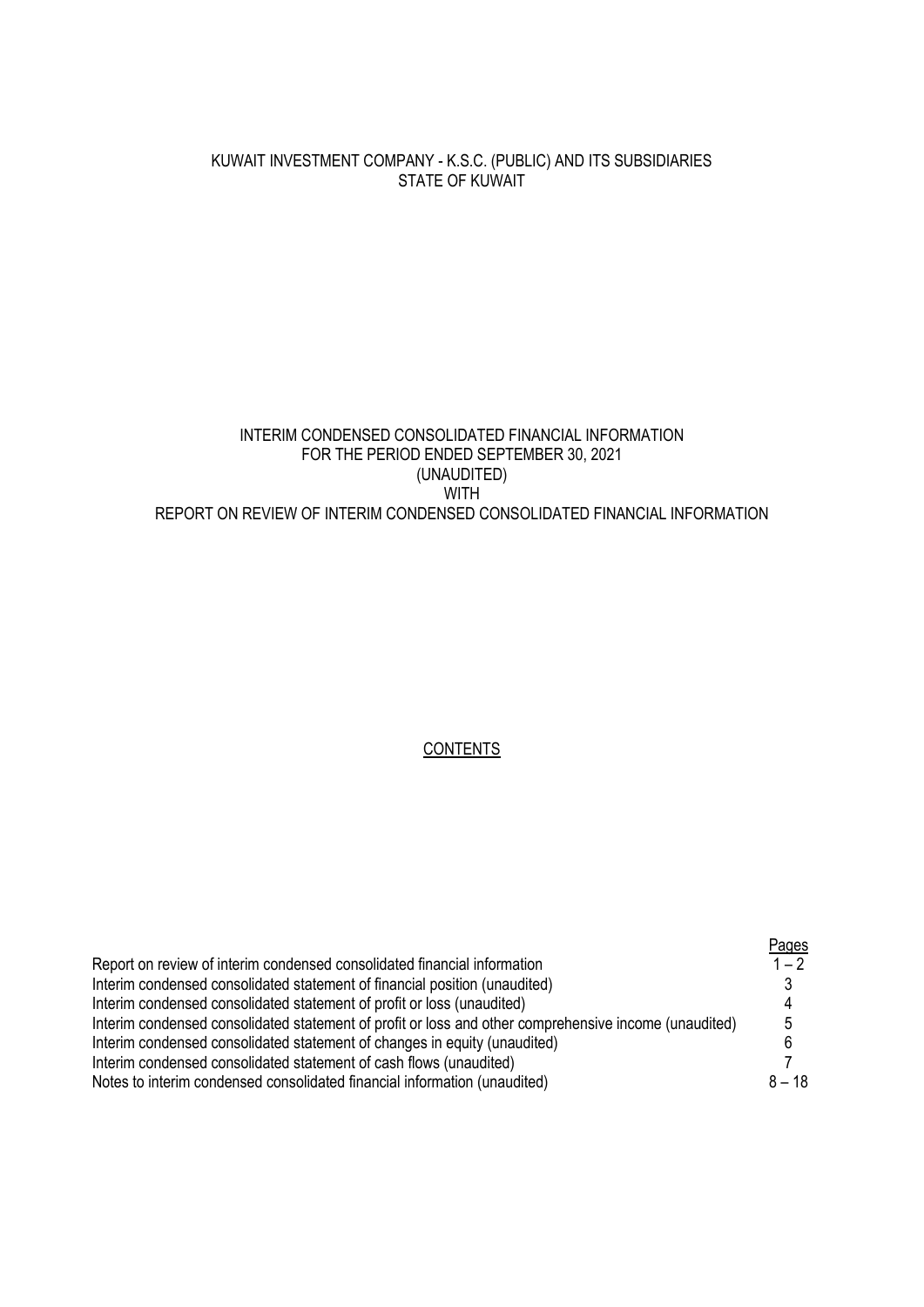KUWAIT INVESTMENT COMPANY - K.S.C. (PUBLIC) AND ITS SUBSIDIARIES
STATE OF KUWAIT

INTERIM CONDENSED CONSOLIDATED FINANCIAL INFORMATION
FOR THE PERIOD ENDED SEPTEMBER 30, 2021
(UNAUDITED)
WITH
REPORT ON REVIEW OF INTERIM CONDENSED CONSOLIDATED FINANCIAL INFORMATION

CONTENTS

| | Pages |
|---|---|
| Report on review of interim condensed consolidated financial information | 1 – 2 |
| Interim condensed consolidated statement of financial position (unaudited) | 3 |
| Interim condensed consolidated statement of profit or loss (unaudited) | 4 |
| Interim condensed consolidated statement of profit or loss and other comprehensive income (unaudited) | 5 |
| Interim condensed consolidated statement of changes in equity (unaudited) | 6 |
| Interim condensed consolidated statement of cash flows (unaudited) | 7 |
| Notes to interim condensed consolidated financial information (unaudited) | 8 – 18 |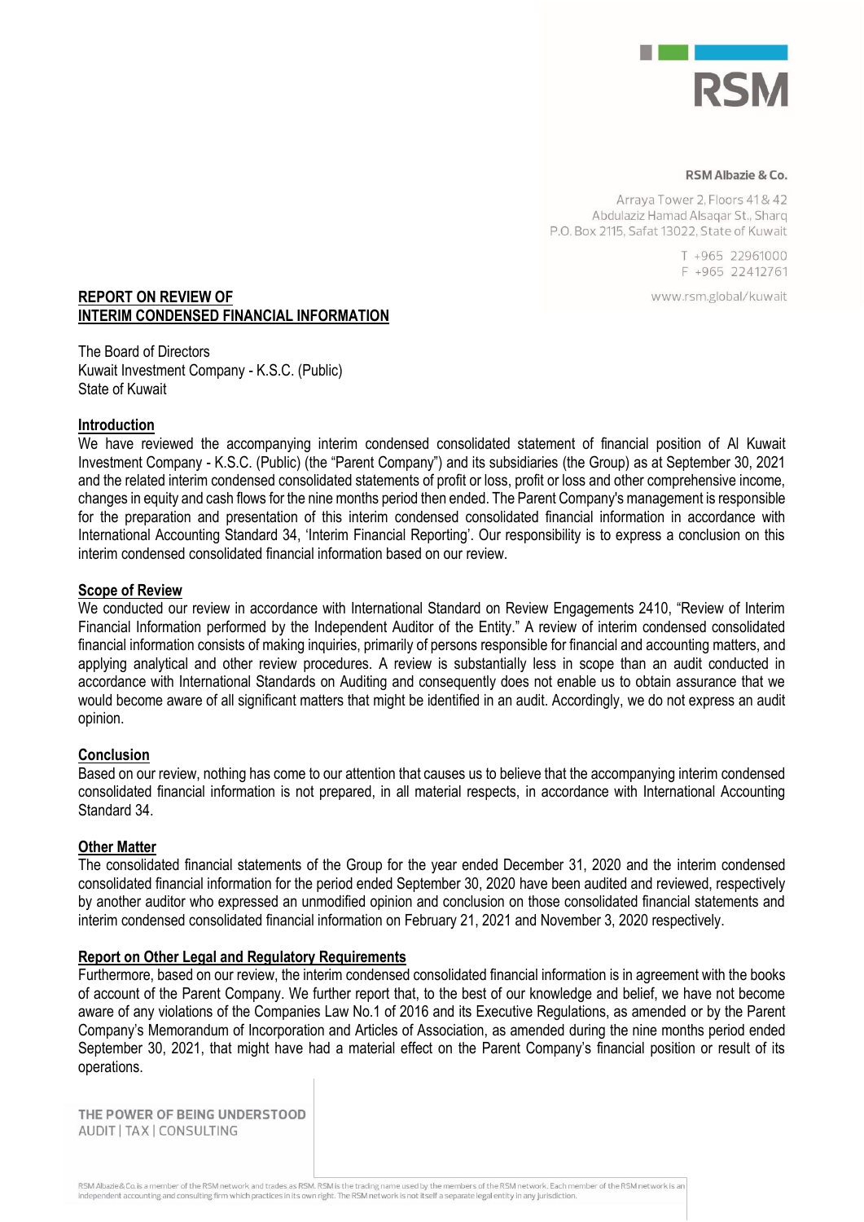RSM

**RSM Albazie & Co.**

Arraya Tower 2, Floors 41 & 42
Abdulaziz Hamad Alsaqar St., Sharq
P.O. Box 2115, Safat 13022, State of Kuwait

T +965 22961000
F +965 22412761

www.rsm.global/kuwait

## REPORT ON REVIEW OF INTERIM CONDENSED FINANCIAL INFORMATION

The Board of Directors
Kuwait Investment Company - K.S.C. (Public)
State of Kuwait

### Introduction

We have reviewed the accompanying interim condensed consolidated statement of financial position of Al Kuwait Investment Company - K.S.C. (Public) (the "Parent Company") and its subsidiaries (the Group) as at September 30, 2021 and the related interim condensed consolidated statements of profit or loss, profit or loss and other comprehensive income, changes in equity and cash flows for the nine months period then ended. The Parent Company's management is responsible for the preparation and presentation of this interim condensed consolidated financial information in accordance with International Accounting Standard 34, 'Interim Financial Reporting'. Our responsibility is to express a conclusion on this interim condensed consolidated financial information based on our review.

### Scope of Review

We conducted our review in accordance with International Standard on Review Engagements 2410, "Review of Interim Financial Information performed by the Independent Auditor of the Entity." A review of interim condensed consolidated financial information consists of making inquiries, primarily of persons responsible for financial and accounting matters, and applying analytical and other review procedures. A review is substantially less in scope than an audit conducted in accordance with International Standards on Auditing and consequently does not enable us to obtain assurance that we would become aware of all significant matters that might be identified in an audit. Accordingly, we do not express an audit opinion.

### Conclusion

Based on our review, nothing has come to our attention that causes us to believe that the accompanying interim condensed consolidated financial information is not prepared, in all material respects, in accordance with International Accounting Standard 34.

### Other Matter

The consolidated financial statements of the Group for the year ended December 31, 2020 and the interim condensed consolidated financial information for the period ended September 30, 2020 have been audited and reviewed, respectively by another auditor who expressed an unmodified opinion and conclusion on those consolidated financial statements and interim condensed consolidated financial information on February 21, 2021 and November 3, 2020 respectively.

### Report on Other Legal and Regulatory Requirements

Furthermore, based on our review, the interim condensed consolidated financial information is in agreement with the books of account of the Parent Company. We further report that, to the best of our knowledge and belief, we have not become aware of any violations of the Companies Law No.1 of 2016 and its Executive Regulations, as amended or by the Parent Company's Memorandum of Incorporation and Articles of Association, as amended during the nine months period ended September 30, 2021, that might have had a material effect on the Parent Company's financial position or result of its operations.

THE POWER OF BEING UNDERSTOOD
AUDIT | TAX | CONSULTING

RSM Albazie & Co. is a member of the RSM network and trades as RSM. RSM is the trading name used by the members of the RSM network. Each member of the RSM network is an independent accounting and consulting firm which practices in its own right. The RSM network is not itself a separate legal entity in any jurisdiction.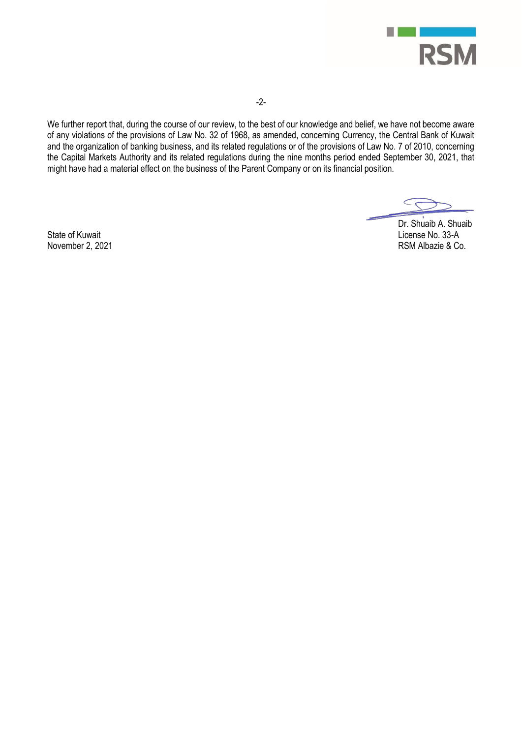We further report that, during the course of our review, to the best of our knowledge and belief, we have not become aware of any violations of the provisions of Law No. 32 of 1968, as amended, concerning Currency, the Central Bank of Kuwait and the organization of banking business, and its related regulations or of the provisions of Law No. 7 of 2010, concerning the Capital Markets Authority and its related regulations during the nine months period ended September 30, 2021, that might have had a material effect on the business of the Parent Company or on its financial position.

Dr. Shuaib A. Shuaib
License No. 33-A
RSM Albazie & Co.

State of Kuwait
November 2, 2021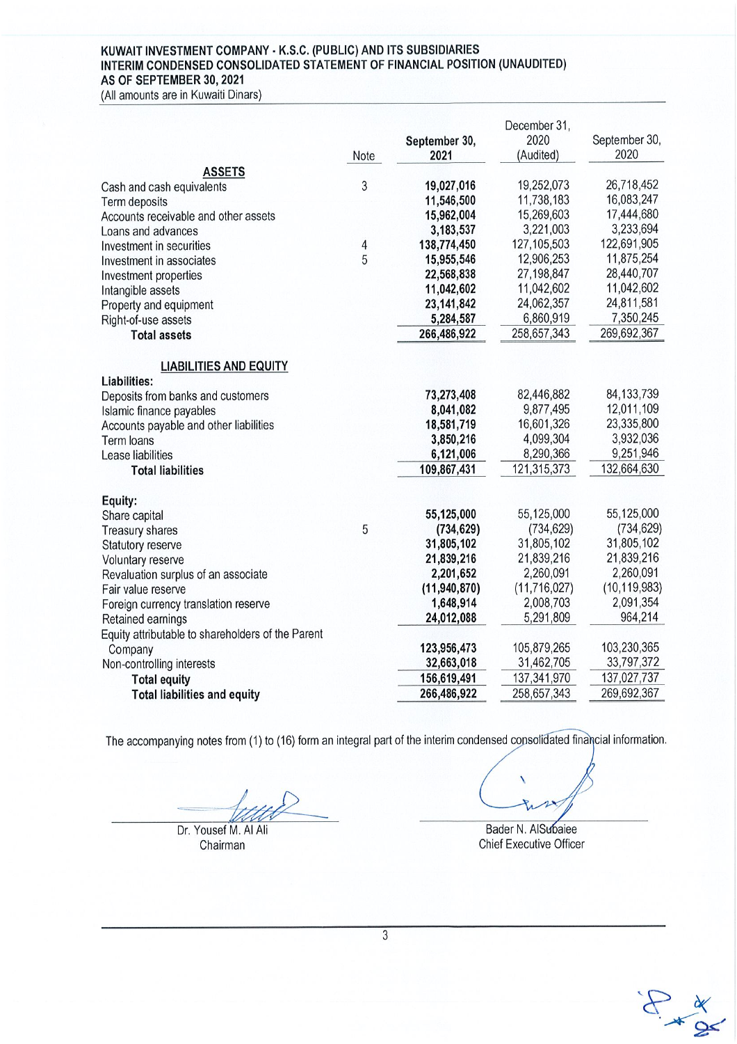**KUWAIT INVESTMENT COMPANY - K.S.C. (PUBLIC) AND ITS SUBSIDIARIES**
**INTERIM CONDENSED CONSOLIDATED STATEMENT OF FINANCIAL POSITION (UNAUDITED)**
**AS OF SEPTEMBER 30, 2021**
(All amounts are in Kuwaiti Dinars)

| | Note | September 30, 2021 | December 31, 2020 (Audited) | September 30, 2020 |
|---|---|---|---|---|
| **ASSETS** | | | | |
| Cash and cash equivalents | 3 | **19,027,016** | 19,252,073 | 26,718,452 |
| Term deposits | | **11,546,500** | 11,738,183 | 16,083,247 |
| Accounts receivable and other assets | | **15,962,004** | 15,269,603 | 17,444,680 |
| Loans and advances | | **3,183,537** | 3,221,003 | 3,233,694 |
| Investment in securities | 4 | **138,774,450** | 127,105,503 | 122,691,905 |
| Investment in associates | 5 | **15,955,546** | 12,906,253 | 11,875,254 |
| Investment properties | | **22,568,838** | 27,198,847 | 28,440,707 |
| Intangible assets | | **11,042,602** | 11,042,602 | 11,042,602 |
| Property and equipment | | **23,141,842** | 24,062,357 | 24,811,581 |
| Right-of-use assets | | **5,284,587** | 6,860,919 | 7,350,245 |
| **Total assets** | | **266,486,922** | 258,657,343 | 269,692,367 |
| **LIABILITIES AND EQUITY** | | | | |
| **Liabilities:** | | | | |
| Deposits from banks and customers | | **73,273,408** | 82,446,882 | 84,133,739 |
| Islamic finance payables | | **8,041,082** | 9,877,495 | 12,011,109 |
| Accounts payable and other liabilities | | **18,581,719** | 16,601,326 | 23,335,800 |
| Term loans | | **3,850,216** | 4,099,304 | 3,932,036 |
| Lease liabilities | | **6,121,006** | 8,290,366 | 9,251,946 |
| **Total liabilities** | | **109,867,431** | 121,315,373 | 132,664,630 |
| **Equity:** | | | | |
| Share capital | | **55,125,000** | 55,125,000 | 55,125,000 |
| Treasury shares | 5 | **(734,629)** | (734,629) | (734,629) |
| Statutory reserve | | **31,805,102** | 31,805,102 | 31,805,102 |
| Voluntary reserve | | **21,839,216** | 21,839,216 | 21,839,216 |
| Revaluation surplus of an associate | | **2,201,652** | 2,260,091 | 2,260,091 |
| Fair value reserve | | **(11,940,870)** | (11,716,027) | (10,119,983) |
| Foreign currency translation reserve | | **1,648,914** | 2,008,703 | 2,091,354 |
| Retained earnings | | **24,012,088** | 5,291,809 | 964,214 |
| Equity attributable to shareholders of the Parent Company | | **123,956,473** | 105,879,265 | 103,230,365 |
| Non-controlling interests | | **32,663,018** | 31,462,705 | 33,797,372 |
| **Total equity** | | **156,619,491** | 137,341,970 | 137,027,737 |
| **Total liabilities and equity** | | **266,486,922** | 258,657,343 | 269,692,367 |

The accompanying notes from (1) to (16) form an integral part of the interim condensed consolidated financial information.

Dr. Yousef M. Al Ali
Chairman

Bader N. AlSubaiee
Chief Executive Officer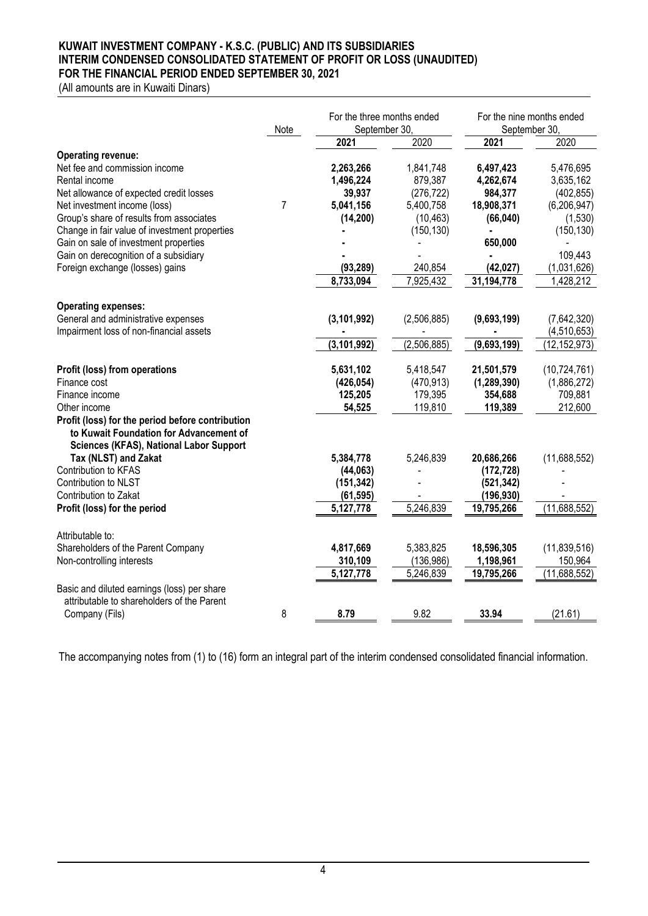**KUWAIT INVESTMENT COMPANY - K.S.C. (PUBLIC) AND ITS SUBSIDIARIES**
**INTERIM CONDENSED CONSOLIDATED STATEMENT OF PROFIT OR LOSS (UNAUDITED)**
**FOR THE FINANCIAL PERIOD ENDED SEPTEMBER 30, 2021**
(All amounts are in Kuwaiti Dinars)

| | Note | For the three months ended September 30, | | For the nine months ended September 30, | |
|---|---|---|---|---|---|
| | | **2021** | 2020 | **2021** | 2020 |
| **Operating revenue:** | | | | | |
| Net fee and commission income | | **2,263,266** | 1,841,748 | **6,497,423** | 5,476,695 |
| Rental income | | **1,496,224** | 879,387 | **4,262,674** | 3,635,162 |
| Net allowance of expected credit losses | | **39,937** | (276,722) | **984,377** | (402,855) |
| Net investment income (loss) | 7 | **5,041,156** | 5,400,758 | **18,908,371** | (6,206,947) |
| Group's share of results from associates | | **(14,200)** | (10,463) | **(66,040)** | (1,530) |
| Change in fair value of investment properties | | **-** | (150,130) | **-** | (150,130) |
| Gain on sale of investment properties | | **-** | - | **650,000** | - |
| Gain on derecognition of a subsidiary | | **-** | - | **-** | 109,443 |
| Foreign exchange (losses) gains | | **(93,289)** | 240,854 | **(42,027)** | (1,031,626) |
| | | **8,733,094** | 7,925,432 | **31,194,778** | 1,428,212 |
| **Operating expenses:** | | | | | |
| General and administrative expenses | | **(3,101,992)** | (2,506,885) | **(9,693,199)** | (7,642,320) |
| Impairment loss of non-financial assets | | **-** | - | **-** | (4,510,653) |
| | | **(3,101,992)** | (2,506,885) | **(9,693,199)** | (12,152,973) |
| **Profit (loss) from operations** | | **5,631,102** | 5,418,547 | **21,501,579** | (10,724,761) |
| Finance cost | | **(426,054)** | (470,913) | **(1,289,390)** | (1,886,272) |
| Finance income | | **125,205** | 179,395 | **354,688** | 709,881 |
| Other income | | **54,525** | 119,810 | **119,389** | 212,600 |
| **Profit (loss) for the period before contribution to Kuwait Foundation for Advancement of Sciences (KFAS), National Labor Support Tax (NLST) and Zakat** | | **5,384,778** | 5,246,839 | **20,686,266** | (11,688,552) |
| Contribution to KFAS | | **(44,063)** | - | **(172,728)** | - |
| Contribution to NLST | | **(151,342)** | - | **(521,342)** | - |
| Contribution to Zakat | | **(61,595)** | - | **(196,930)** | - |
| **Profit (loss) for the period** | | **5,127,778** | 5,246,839 | **19,795,266** | (11,688,552) |
| Attributable to: | | | | | |
| Shareholders of the Parent Company | | **4,817,669** | 5,383,825 | **18,596,305** | (11,839,516) |
| Non-controlling interests | | **310,109** | (136,986) | **1,198,961** | 150,964 |
| | | **5,127,778** | 5,246,839 | **19,795,266** | (11,688,552) |
| Basic and diluted earnings (loss) per share attributable to shareholders of the Parent Company (Fils) | 8 | **8.79** | 9.82 | **33.94** | (21.61) |

The accompanying notes from (1) to (16) form an integral part of the interim condensed consolidated financial information.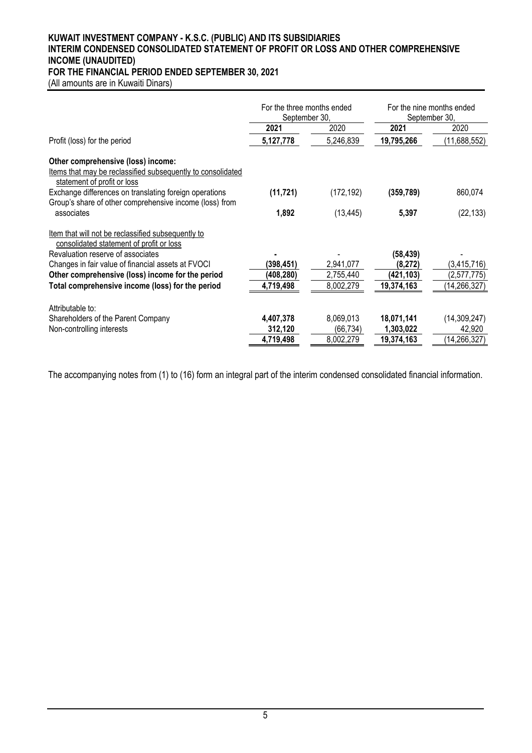**KUWAIT INVESTMENT COMPANY - K.S.C. (PUBLIC) AND ITS SUBSIDIARIES**
**INTERIM CONDENSED CONSOLIDATED STATEMENT OF PROFIT OR LOSS AND OTHER COMPREHENSIVE INCOME (UNAUDITED)**
**FOR THE FINANCIAL PERIOD ENDED SEPTEMBER 30, 2021**
(All amounts are in Kuwaiti Dinars)

| | For the three months ended September 30, | | For the nine months ended September 30, | |
|---|---|---|---|---|
| | **2021** | 2020 | **2021** | 2020 |
| Profit (loss) for the period | **5,127,778** | 5,246,839 | **19,795,266** | (11,688,552) |
| **Other comprehensive (loss) income:** | | | | |
| Items that may be reclassified subsequently to consolidated statement of profit or loss | | | | |
| Exchange differences on translating foreign operations | **(11,721)** | (172,192) | **(359,789)** | 860,074 |
| Group's share of other comprehensive income (loss) from associates | **1,892** | (13,445) | **5,397** | (22,133) |
| Item that will not be reclassified subsequently to consolidated statement of profit or loss | | | | |
| Revaluation reserve of associates | **-** | - | **(58,439)** | - |
| Changes in fair value of financial assets at FVOCI | **(398,451)** | 2,941,077 | **(8,272)** | (3,415,716) |
| **Other comprehensive (loss) income for the period** | **(408,280)** | 2,755,440 | **(421,103)** | (2,577,775) |
| **Total comprehensive income (loss) for the period** | **4,719,498** | 8,002,279 | **19,374,163** | (14,266,327) |
| Attributable to: | | | | |
| Shareholders of the Parent Company | **4,407,378** | 8,069,013 | **18,071,141** | (14,309,247) |
| Non-controlling interests | **312,120** | (66,734) | **1,303,022** | 42,920 |
| | **4,719,498** | 8,002,279 | **19,374,163** | (14,266,327) |

The accompanying notes from (1) to (16) form an integral part of the interim condensed consolidated financial information.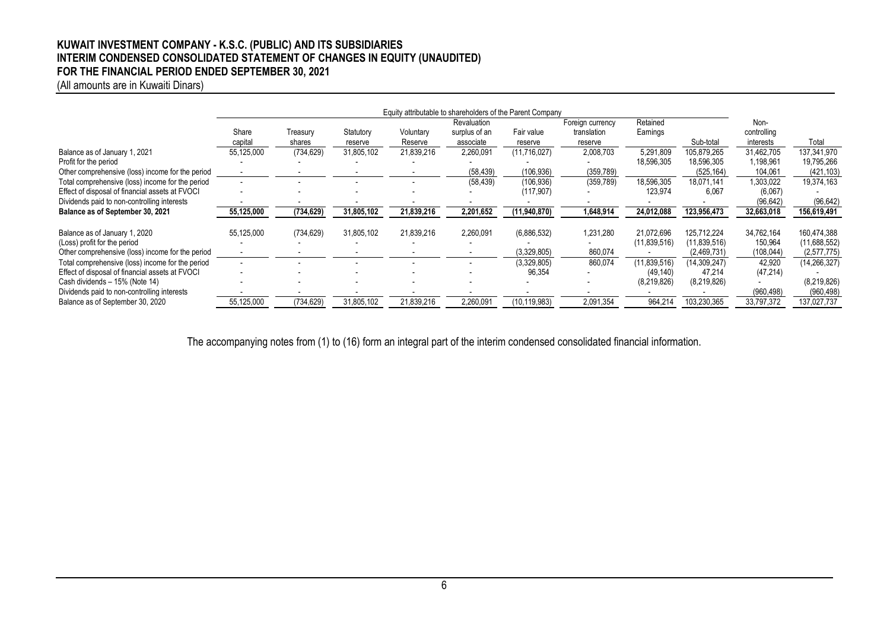**KUWAIT INVESTMENT COMPANY - K.S.C. (PUBLIC) AND ITS SUBSIDIARIES**
**INTERIM CONDENSED CONSOLIDATED STATEMENT OF CHANGES IN EQUITY (UNAUDITED)**
**FOR THE FINANCIAL PERIOD ENDED SEPTEMBER 30, 2021**
(All amounts are in Kuwaiti Dinars)

| | Equity attributable to shareholders of the Parent Company | | | | | | | | | | |
|---|---|---|---|---|---|---|---|---|---|---|---|
| | Share capital | Treasury shares | Statutory reserve | Voluntary Reserve | Revaluation surplus of an associate | Fair value reserve | Foreign currency translation reserve | Retained Earnings | Sub-total | Non-controlling interests | Total |
| Balance as of January 1, 2021 | 55,125,000 | (734,629) | 31,805,102 | 21,839,216 | 2,260,091 | (11,716,027) | 2,008,703 | 5,291,809 | 105,879,265 | 31,462,705 | 137,341,970 |
| Profit for the period | - | - | - | - | - | - | - | 18,596,305 | 18,596,305 | 1,198,961 | 19,795,266 |
| Other comprehensive (loss) income for the period | - | - | - | - | (58,439) | (106,936) | (359,789) | | (525,164) | 104,061 | (421,103) |
| Total comprehensive (loss) income for the period | - | - | - | - | (58,439) | (106,936) | (359,789) | 18,596,305 | 18,071,141 | 1,303,022 | 19,374,163 |
| Effect of disposal of financial assets at FVOCI | - | - | - | - | - | (117,907) | - | 123,974 | 6,067 | (6,067) | - |
| Dividends paid to non-controlling interests | - | - | - | - | - | - | - | - | - | (96,642) | (96,642) |
| **Balance as of September 30, 2021** | **55,125,000** | **(734,629)** | **31,805,102** | **21,839,216** | **2,201,652** | **(11,940,870)** | **1,648,914** | **24,012,088** | **123,956,473** | **32,663,018** | **156,619,491** |
| | | | | | | | | | | | |
| Balance as of January 1, 2020 | 55,125,000 | (734,629) | 31,805,102 | 21,839,216 | 2,260,091 | (6,886,532) | 1,231,280 | 21,072,696 | 125,712,224 | 34,762,164 | 160,474,388 |
| (Loss) profit for the period | - | - | - | - | - | - | - | (11,839,516) | (11,839,516) | 150,964 | (11,688,552) |
| Other comprehensive (loss) income for the period | - | - | - | - | - | (3,329,805) | 860,074 | - | (2,469,731) | (108,044) | (2,577,775) |
| Total comprehensive (loss) income for the period | - | - | - | - | - | (3,329,805) | 860,074 | (11,839,516) | (14,309,247) | 42,920 | (14,266,327) |
| Effect of disposal of financial assets at FVOCI | - | - | - | - | - | 96,354 | - | (49,140) | 47,214 | (47,214) | - |
| Cash dividends – 15% (Note 14) | - | - | - | - | - | - | - | (8,219,826) | (8,219,826) | - | (8,219,826) |
| Dividends paid to non-controlling interests | - | - | - | - | - | - | - | - | - | (960,498) | (960,498) |
| Balance as of September 30, 2020 | 55,125,000 | (734,629) | 31,805,102 | 21,839,216 | 2,260,091 | (10,119,983) | 2,091,354 | 964,214 | 103,230,365 | 33,797,372 | 137,027,737 |

The accompanying notes from (1) to (16) form an integral part of the interim condensed consolidated financial information.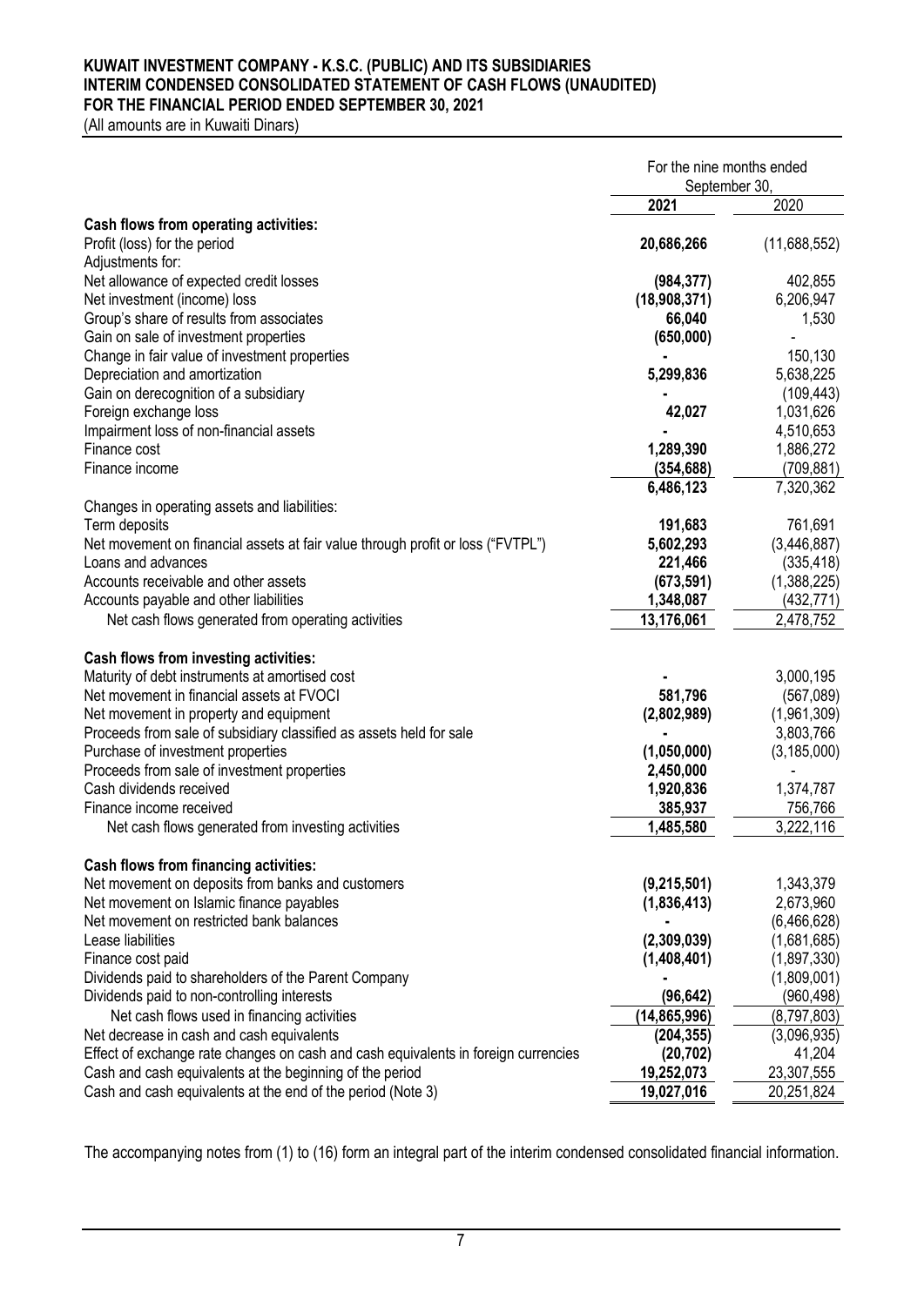**KUWAIT INVESTMENT COMPANY - K.S.C. (PUBLIC) AND ITS SUBSIDIARIES**
**INTERIM CONDENSED CONSOLIDATED STATEMENT OF CASH FLOWS (UNAUDITED)**
**FOR THE FINANCIAL PERIOD ENDED SEPTEMBER 30, 2021**
(All amounts are in Kuwaiti Dinars)

| | For the nine months ended September 30, | |
|---|---|---|
| | **2021** | 2020 |
| **Cash flows from operating activities:** | | |
| Profit (loss) for the period | **20,686,266** | (11,688,552) |
| Adjustments for: | | |
| Net allowance of expected credit losses | **(984,377)** | 402,855 |
| Net investment (income) loss | **(18,908,371)** | 6,206,947 |
| Group's share of results from associates | **66,040** | 1,530 |
| Gain on sale of investment properties | **(650,000)** | - |
| Change in fair value of investment properties | **-** | 150,130 |
| Depreciation and amortization | **5,299,836** | 5,638,225 |
| Gain on derecognition of a subsidiary | **-** | (109,443) |
| Foreign exchange loss | **42,027** | 1,031,626 |
| Impairment loss of non-financial assets | **-** | 4,510,653 |
| Finance cost | **1,289,390** | 1,886,272 |
| Finance income | **(354,688)** | (709,881) |
| | **6,486,123** | 7,320,362 |
| Changes in operating assets and liabilities: | | |
| Term deposits | **191,683** | 761,691 |
| Net movement on financial assets at fair value through profit or loss ("FVTPL") | **5,602,293** | (3,446,887) |
| Loans and advances | **221,466** | (335,418) |
| Accounts receivable and other assets | **(673,591)** | (1,388,225) |
| Accounts payable and other liabilities | **1,348,087** | (432,771) |
| Net cash flows generated from operating activities | **13,176,061** | 2,478,752 |
| **Cash flows from investing activities:** | | |
| Maturity of debt instruments at amortised cost | **-** | 3,000,195 |
| Net movement in financial assets at FVOCI | **581,796** | (567,089) |
| Net movement in property and equipment | **(2,802,989)** | (1,961,309) |
| Proceeds from sale of subsidiary classified as assets held for sale | **-** | 3,803,766 |
| Purchase of investment properties | **(1,050,000)** | (3,185,000) |
| Proceeds from sale of investment properties | **2,450,000** | - |
| Cash dividends received | **1,920,836** | 1,374,787 |
| Finance income received | **385,937** | 756,766 |
| Net cash flows generated from investing activities | **1,485,580** | 3,222,116 |
| **Cash flows from financing activities:** | | |
| Net movement on deposits from banks and customers | **(9,215,501)** | 1,343,379 |
| Net movement on Islamic finance payables | **(1,836,413)** | 2,673,960 |
| Net movement on restricted bank balances | **-** | (6,466,628) |
| Lease liabilities | **(2,309,039)** | (1,681,685) |
| Finance cost paid | **(1,408,401)** | (1,897,330) |
| Dividends paid to shareholders of the Parent Company | **-** | (1,809,001) |
| Dividends paid to non-controlling interests | **(96,642)** | (960,498) |
| Net cash flows used in financing activities | **(14,865,996)** | (8,797,803) |
| Net decrease in cash and cash equivalents | **(204,355)** | (3,096,935) |
| Effect of exchange rate changes on cash and cash equivalents in foreign currencies | **(20,702)** | 41,204 |
| Cash and cash equivalents at the beginning of the period | **19,252,073** | 23,307,555 |
| Cash and cash equivalents at the end of the period (Note 3) | **19,027,016** | 20,251,824 |

The accompanying notes from (1) to (16) form an integral part of the interim condensed consolidated financial information.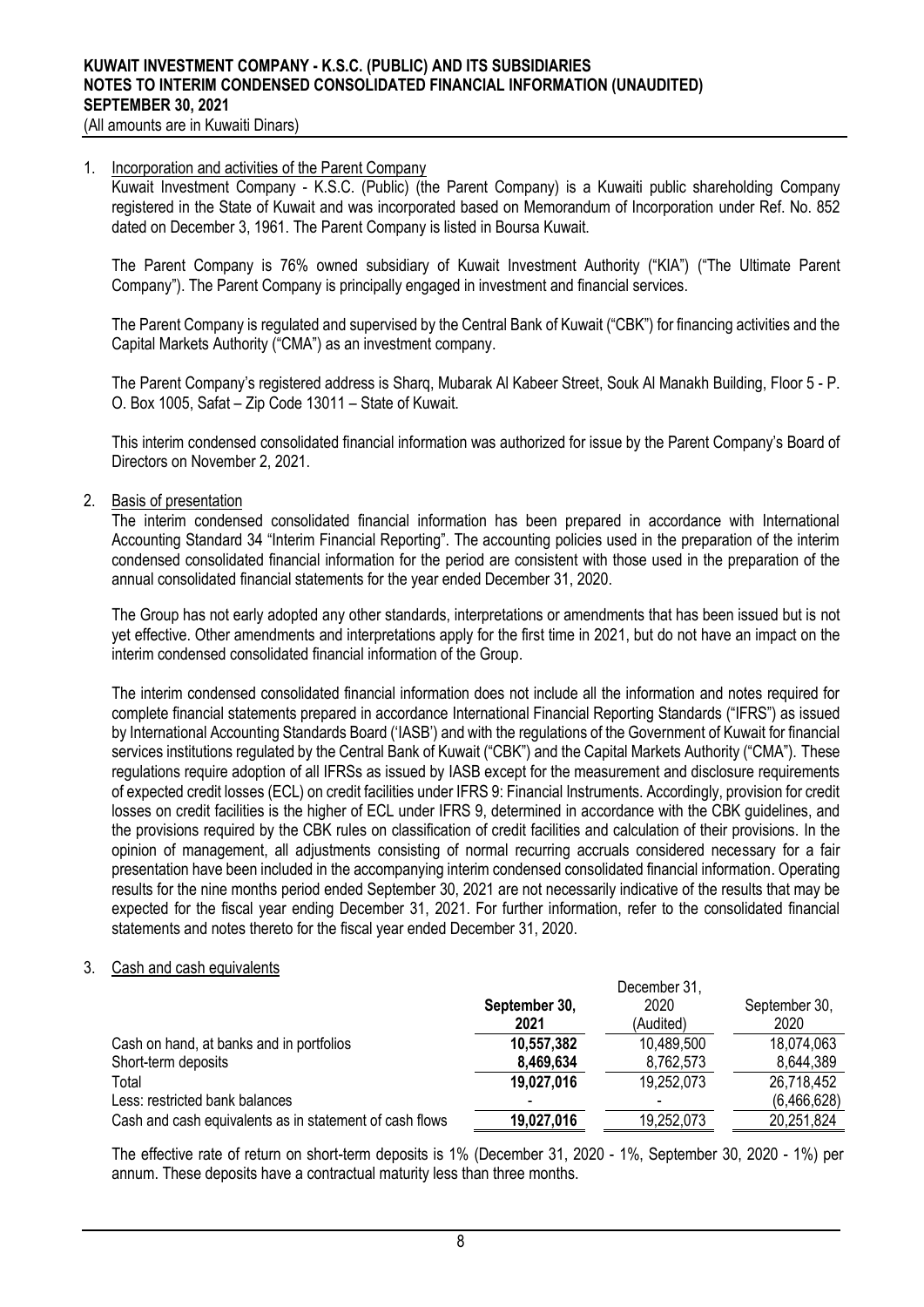# KUWAIT INVESTMENT COMPANY - K.S.C. (PUBLIC) AND ITS SUBSIDIARIES
# NOTES TO INTERIM CONDENSED CONSOLIDATED FINANCIAL INFORMATION (UNAUDITED)
# SEPTEMBER 30, 2021

(All amounts are in Kuwaiti Dinars)

## 1. Incorporation and activities of the Parent Company

Kuwait Investment Company - K.S.C. (Public) (the Parent Company) is a Kuwaiti public shareholding Company registered in the State of Kuwait and was incorporated based on Memorandum of Incorporation under Ref. No. 852 dated on December 3, 1961. The Parent Company is listed in Boursa Kuwait.

The Parent Company is 76% owned subsidiary of Kuwait Investment Authority ("KIA") ("The Ultimate Parent Company"). The Parent Company is principally engaged in investment and financial services.

The Parent Company is regulated and supervised by the Central Bank of Kuwait ("CBK") for financing activities and the Capital Markets Authority ("CMA") as an investment company.

The Parent Company's registered address is Sharq, Mubarak Al Kabeer Street, Souk Al Manakh Building, Floor 5 - P. O. Box 1005, Safat – Zip Code 13011 – State of Kuwait.

This interim condensed consolidated financial information was authorized for issue by the Parent Company's Board of Directors on November 2, 2021.

## 2. Basis of presentation

The interim condensed consolidated financial information has been prepared in accordance with International Accounting Standard 34 "Interim Financial Reporting". The accounting policies used in the preparation of the interim condensed consolidated financial information for the period are consistent with those used in the preparation of the annual consolidated financial statements for the year ended December 31, 2020.

The Group has not early adopted any other standards, interpretations or amendments that has been issued but is not yet effective. Other amendments and interpretations apply for the first time in 2021, but do not have an impact on the interim condensed consolidated financial information of the Group.

The interim condensed consolidated financial information does not include all the information and notes required for complete financial statements prepared in accordance International Financial Reporting Standards ("IFRS") as issued by International Accounting Standards Board ('IASB') and with the regulations of the Government of Kuwait for financial services institutions regulated by the Central Bank of Kuwait ("CBK") and the Capital Markets Authority ("CMA"). These regulations require adoption of all IFRSs as issued by IASB except for the measurement and disclosure requirements of expected credit losses (ECL) on credit facilities under IFRS 9: Financial Instruments. Accordingly, provision for credit losses on credit facilities is the higher of ECL under IFRS 9, determined in accordance with the CBK guidelines, and the provisions required by the CBK rules on classification of credit facilities and calculation of their provisions. In the opinion of management, all adjustments consisting of normal recurring accruals considered necessary for a fair presentation have been included in the accompanying interim condensed consolidated financial information. Operating results for the nine months period ended September 30, 2021 are not necessarily indicative of the results that may be expected for the fiscal year ending December 31, 2021. For further information, refer to the consolidated financial statements and notes thereto for the fiscal year ended December 31, 2020.

## 3. Cash and cash equivalents

| | **September 30, 2021** | December 31, 2020 (Audited) | September 30, 2020 |
|---|---|---|---|
| Cash on hand, at banks and in portfolios | **10,557,382** | 10,489,500 | 18,074,063 |
| Short-term deposits | **8,469,634** | 8,762,573 | 8,644,389 |
| Total | **19,027,016** | 19,252,073 | 26,718,452 |
| Less: restricted bank balances | **-** | - | (6,466,628) |
| Cash and cash equivalents as in statement of cash flows | **19,027,016** | 19,252,073 | 20,251,824 |

The effective rate of return on short-term deposits is 1% (December 31, 2020 - 1%, September 30, 2020 - 1%) per annum. These deposits have a contractual maturity less than three months.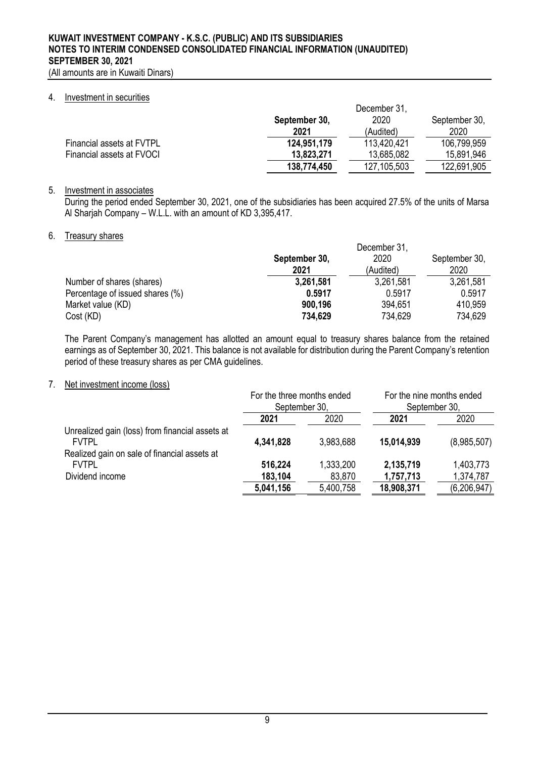**KUWAIT INVESTMENT COMPANY - K.S.C. (PUBLIC) AND ITS SUBSIDIARIES**
**NOTES TO INTERIM CONDENSED CONSOLIDATED FINANCIAL INFORMATION (UNAUDITED)**
**SEPTEMBER 30, 2021**
(All amounts are in Kuwaiti Dinars)

## 4. Investment in securities

| | September 30, 2021 | December 31, 2020 (Audited) | September 30, 2020 |
|---|---|---|---|
| Financial assets at FVTPL | **124,951,179** | 113,420,421 | 106,799,959 |
| Financial assets at FVOCI | **13,823,271** | 13,685,082 | 15,891,946 |
| | **138,774,450** | 127,105,503 | 122,691,905 |

## 5. Investment in associates

During the period ended September 30, 2021, one of the subsidiaries has been acquired 27.5% of the units of Marsa Al Sharjah Company – W.L.L. with an amount of KD 3,395,417.

## 6. Treasury shares

| | September 30, 2021 | December 31, 2020 (Audited) | September 30, 2020 |
|---|---|---|---|
| Number of shares (shares) | **3,261,581** | 3,261,581 | 3,261,581 |
| Percentage of issued shares (%) | **0.5917** | 0.5917 | 0.5917 |
| Market value (KD) | **900,196** | 394,651 | 410,959 |
| Cost (KD) | **734,629** | 734,629 | 734,629 |

The Parent Company's management has allotted an amount equal to treasury shares balance from the retained earnings as of September 30, 2021. This balance is not available for distribution during the Parent Company's retention period of these treasury shares as per CMA guidelines.

## 7. Net investment income (loss)

| | For the three months ended September 30, | | For the nine months ended September 30, | |
|---|---|---|---|---|
| | 2021 | 2020 | 2021 | 2020 |
| Unrealized gain (loss) from financial assets at FVTPL | **4,341,828** | 3,983,688 | **15,014,939** | (8,985,507) |
| Realized gain on sale of financial assets at FVTPL | **516,224** | 1,333,200 | **2,135,719** | 1,403,773 |
| Dividend income | **183,104** | 83,870 | **1,757,713** | 1,374,787 |
| | **5,041,156** | 5,400,758 | **18,908,371** | (6,206,947) |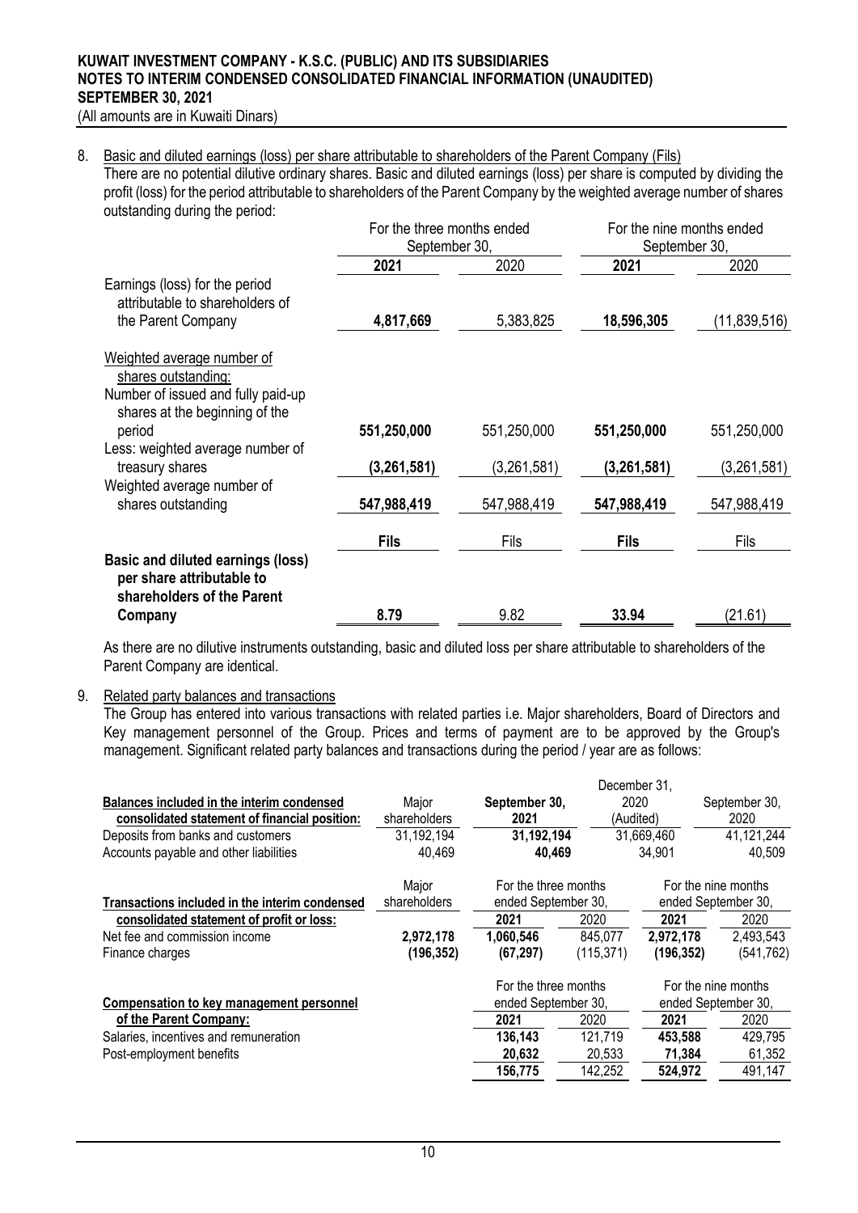**KUWAIT INVESTMENT COMPANY - K.S.C. (PUBLIC) AND ITS SUBSIDIARIES**
**NOTES TO INTERIM CONDENSED CONSOLIDATED FINANCIAL INFORMATION (UNAUDITED)**
**SEPTEMBER 30, 2021**
(All amounts are in Kuwaiti Dinars)

8. Basic and diluted earnings (loss) per share attributable to shareholders of the Parent Company (Fils)

There are no potential dilutive ordinary shares. Basic and diluted earnings (loss) per share is computed by dividing the profit (loss) for the period attributable to shareholders of the Parent Company by the weighted average number of shares outstanding during the period:

| | For the three months ended September 30, | | For the nine months ended September 30, | |
|---|---|---|---|---|
| | **2021** | 2020 | **2021** | 2020 |
| Earnings (loss) for the period attributable to shareholders of the Parent Company | **4,817,669** | 5,383,825 | **18,596,305** | (11,839,516) |
| Weighted average number of shares outstanding: | | | | |
| Number of issued and fully paid-up shares at the beginning of the period | **551,250,000** | 551,250,000 | **551,250,000** | 551,250,000 |
| Less: weighted average number of treasury shares | **(3,261,581)** | (3,261,581) | **(3,261,581)** | (3,261,581) |
| Weighted average number of shares outstanding | **547,988,419** | 547,988,419 | **547,988,419** | 547,988,419 |
| | **Fils** | Fils | **Fils** | Fils |
| **Basic and diluted earnings (loss) per share attributable to shareholders of the Parent Company** | **8.79** | 9.82 | **33.94** | (21.61) |

As there are no dilutive instruments outstanding, basic and diluted loss per share attributable to shareholders of the Parent Company are identical.

9. Related party balances and transactions

The Group has entered into various transactions with related parties i.e. Major shareholders, Board of Directors and Key management personnel of the Group. Prices and terms of payment are to be approved by the Group's management. Significant related party balances and transactions during the period / year are as follows:

| **Balances included in the interim condensed consolidated statement of financial position:** | Major shareholders | **September 30, 2021** | December 31, 2020 (Audited) | September 30, 2020 |
|---|---|---|---|---|
| Deposits from banks and customers | 31,192,194 | **31,192,194** | 31,669,460 | 41,121,244 |
| Accounts payable and other liabilities | 40,469 | **40,469** | 34,901 | 40,509 |

| **Transactions included in the interim condensed consolidated statement of profit or loss:** | Major shareholders | For the three months ended September 30, | | For the nine months ended September 30, | |
|---|---|---|---|---|---|
| | | **2021** | 2020 | **2021** | 2020 |
| Net fee and commission income | **2,972,178** | **1,060,546** | 845,077 | **2,972,178** | 2,493,543 |
| Finance charges | **(196,352)** | **(67,297)** | (115,371) | **(196,352)** | (541,762) |

| **Compensation to key management personnel of the Parent Company:** | For the three months ended September 30, | | For the nine months ended September 30, | |
|---|---|---|---|---|
| | **2021** | 2020 | **2021** | 2020 |
| Salaries, incentives and remuneration | **136,143** | 121,719 | **453,588** | 429,795 |
| Post-employment benefits | **20,632** | 20,533 | **71,384** | 61,352 |
| | **156,775** | 142,252 | **524,972** | 491,147 |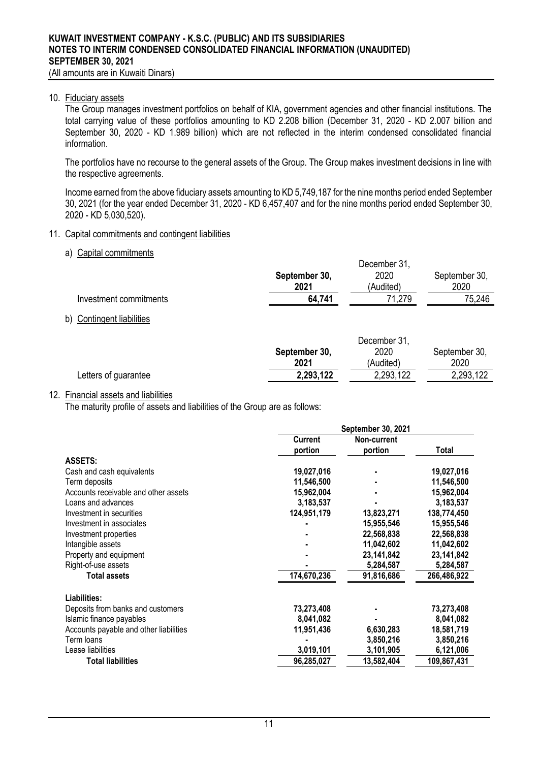# KUWAIT INVESTMENT COMPANY - K.S.C. (PUBLIC) AND ITS SUBSIDIARIES
## NOTES TO INTERIM CONDENSED CONSOLIDATED FINANCIAL INFORMATION (UNAUDITED)
## SEPTEMBER 30, 2021
(All amounts are in Kuwaiti Dinars)

10. Fiduciary assets

The Group manages investment portfolios on behalf of KIA, government agencies and other financial institutions. The total carrying value of these portfolios amounting to KD 2.208 billion (December 31, 2020 - KD 2.007 billion and September 30, 2020 - KD 1.989 billion) which are not reflected in the interim condensed consolidated financial information.

The portfolios have no recourse to the general assets of the Group. The Group makes investment decisions in line with the respective agreements.

Income earned from the above fiduciary assets amounting to KD 5,749,187 for the nine months period ended September 30, 2021 (for the year ended December 31, 2020 - KD 6,457,407 and for the nine months period ended September 30, 2020 - KD 5,030,520).

11. Capital commitments and contingent liabilities

a) Capital commitments

| | **September 30, 2021** | December 31, 2020 (Audited) | September 30, 2020 |
|---|---|---|---|
| Investment commitments | **64,741** | 71,279 | 75,246 |

b) Contingent liabilities

| | **September 30, 2021** | December 31, 2020 (Audited) | September 30, 2020 |
|---|---|---|---|
| Letters of guarantee | **2,293,122** | 2,293,122 | 2,293,122 |

12. Financial assets and liabilities

The maturity profile of assets and liabilities of the Group are as follows:

| | **September 30, 2021** | | |
|---|---|---|---|
| | **Current portion** | **Non-current portion** | **Total** |
| **ASSETS:** | | | |
| Cash and cash equivalents | **19,027,016** | **-** | **19,027,016** |
| Term deposits | **11,546,500** | **-** | **11,546,500** |
| Accounts receivable and other assets | **15,962,004** | **-** | **15,962,004** |
| Loans and advances | **3,183,537** | **-** | **3,183,537** |
| Investment in securities | **124,951,179** | **13,823,271** | **138,774,450** |
| Investment in associates | **-** | **15,955,546** | **15,955,546** |
| Investment properties | **-** | **22,568,838** | **22,568,838** |
| Intangible assets | **-** | **11,042,602** | **11,042,602** |
| Property and equipment | **-** | **23,141,842** | **23,141,842** |
| Right-of-use assets | **-** | **5,284,587** | **5,284,587** |
| **Total assets** | **174,670,236** | **91,816,686** | **266,486,922** |
| **Liabilities:** | | | |
| Deposits from banks and customers | **73,273,408** | **-** | **73,273,408** |
| Islamic finance payables | **8,041,082** | **-** | **8,041,082** |
| Accounts payable and other liabilities | **11,951,436** | **6,630,283** | **18,581,719** |
| Term loans | **-** | **3,850,216** | **3,850,216** |
| Lease liabilities | **3,019,101** | **3,101,905** | **6,121,006** |
| **Total liabilities** | **96,285,027** | **13,582,404** | **109,867,431** |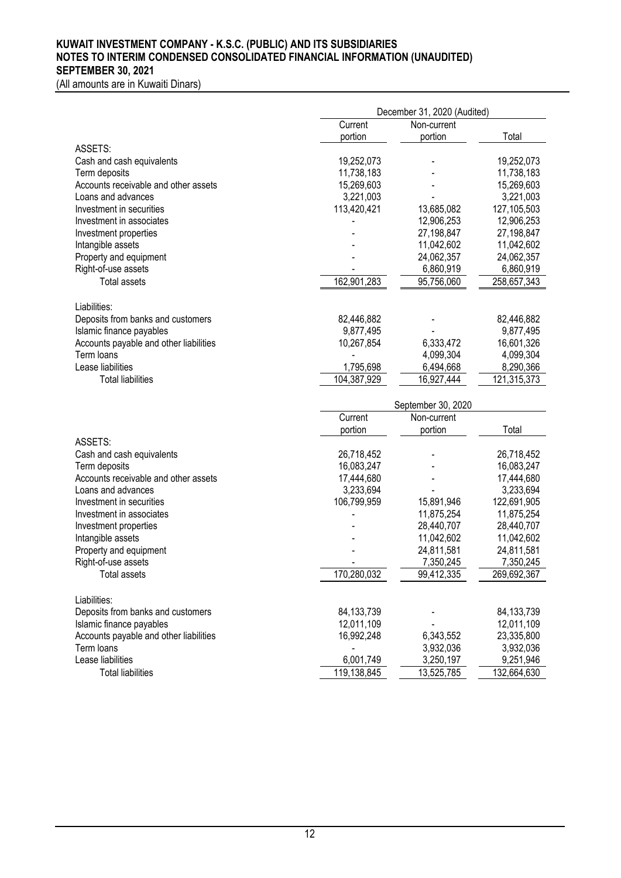**KUWAIT INVESTMENT COMPANY - K.S.C. (PUBLIC) AND ITS SUBSIDIARIES**
**NOTES TO INTERIM CONDENSED CONSOLIDATED FINANCIAL INFORMATION (UNAUDITED)**
**SEPTEMBER 30, 2021**
(All amounts are in Kuwaiti Dinars)

| | December 31, 2020 (Audited) | | |
|---|---|---|---|
| | Current portion | Non-current portion | Total |
| ASSETS: | | | |
| Cash and cash equivalents | 19,252,073 | - | 19,252,073 |
| Term deposits | 11,738,183 | - | 11,738,183 |
| Accounts receivable and other assets | 15,269,603 | - | 15,269,603 |
| Loans and advances | 3,221,003 | - | 3,221,003 |
| Investment in securities | 113,420,421 | 13,685,082 | 127,105,503 |
| Investment in associates | - | 12,906,253 | 12,906,253 |
| Investment properties | - | 27,198,847 | 27,198,847 |
| Intangible assets | - | 11,042,602 | 11,042,602 |
| Property and equipment | - | 24,062,357 | 24,062,357 |
| Right-of-use assets | - | 6,860,919 | 6,860,919 |
| Total assets | 162,901,283 | 95,756,060 | 258,657,343 |
| Liabilities: | | | |
| Deposits from banks and customers | 82,446,882 | - | 82,446,882 |
| Islamic finance payables | 9,877,495 | - | 9,877,495 |
| Accounts payable and other liabilities | 10,267,854 | 6,333,472 | 16,601,326 |
| Term loans | - | 4,099,304 | 4,099,304 |
| Lease liabilities | 1,795,698 | 6,494,668 | 8,290,366 |
| Total liabilities | 104,387,929 | 16,927,444 | 121,315,373 |

| | September 30, 2020 | | |
|---|---|---|---|
| | Current portion | Non-current portion | Total |
| ASSETS: | | | |
| Cash and cash equivalents | 26,718,452 | - | 26,718,452 |
| Term deposits | 16,083,247 | - | 16,083,247 |
| Accounts receivable and other assets | 17,444,680 | - | 17,444,680 |
| Loans and advances | 3,233,694 | - | 3,233,694 |
| Investment in securities | 106,799,959 | 15,891,946 | 122,691,905 |
| Investment in associates | - | 11,875,254 | 11,875,254 |
| Investment properties | - | 28,440,707 | 28,440,707 |
| Intangible assets | - | 11,042,602 | 11,042,602 |
| Property and equipment | - | 24,811,581 | 24,811,581 |
| Right-of-use assets | - | 7,350,245 | 7,350,245 |
| Total assets | 170,280,032 | 99,412,335 | 269,692,367 |
| Liabilities: | | | |
| Deposits from banks and customers | 84,133,739 | - | 84,133,739 |
| Islamic finance payables | 12,011,109 | - | 12,011,109 |
| Accounts payable and other liabilities | 16,992,248 | 6,343,552 | 23,335,800 |
| Term loans | - | 3,932,036 | 3,932,036 |
| Lease liabilities | 6,001,749 | 3,250,197 | 9,251,946 |
| Total liabilities | 119,138,845 | 13,525,785 | 132,664,630 |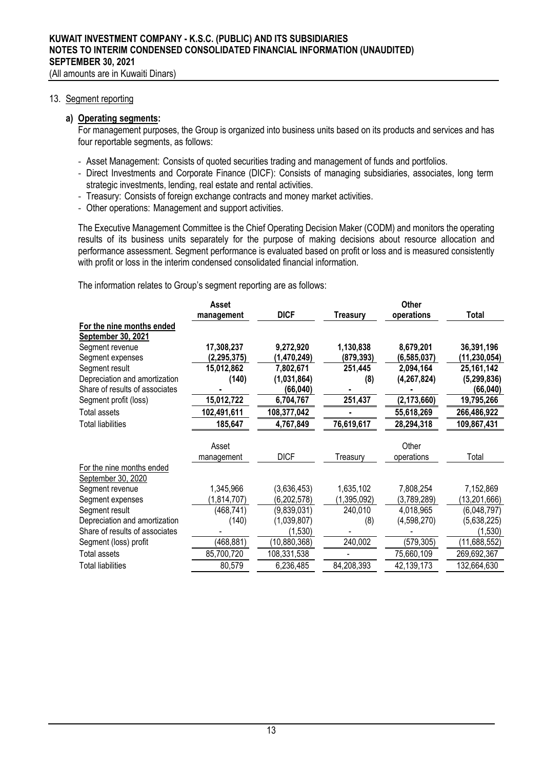KUWAIT INVESTMENT COMPANY - K.S.C. (PUBLIC) AND ITS SUBSIDIARIES
NOTES TO INTERIM CONDENSED CONSOLIDATED FINANCIAL INFORMATION (UNAUDITED)
SEPTEMBER 30, 2021
(All amounts are in Kuwaiti Dinars)

## 13. Segment reporting

### a) Operating segments:

For management purposes, the Group is organized into business units based on its products and services and has four reportable segments, as follows:

- Asset Management: Consists of quoted securities trading and management of funds and portfolios.
- Direct Investments and Corporate Finance (DICF): Consists of managing subsidiaries, associates, long term strategic investments, lending, real estate and rental activities.
- Treasury: Consists of foreign exchange contracts and money market activities.
- Other operations: Management and support activities.

The Executive Management Committee is the Chief Operating Decision Maker (CODM) and monitors the operating results of its business units separately for the purpose of making decisions about resource allocation and performance assessment. Segment performance is evaluated based on profit or loss and is measured consistently with profit or loss in the interim condensed consolidated financial information.

The information relates to Group's segment reporting are as follows:

| | **Asset management** | **DICF** | **Treasury** | **Other operations** | **Total** |
|---|---|---|---|---|---|
| **For the nine months ended September 30, 2021** | | | | | |
| Segment revenue | **17,308,237** | **9,272,920** | **1,130,838** | **8,679,201** | **36,391,196** |
| Segment expenses | **(2,295,375)** | **(1,470,249)** | **(879,393)** | **(6,585,037)** | **(11,230,054)** |
| Segment result | **15,012,862** | **7,802,671** | **251,445** | **2,094,164** | **25,161,142** |
| Depreciation and amortization | **(140)** | **(1,031,864)** | **(8)** | **(4,267,824)** | **(5,299,836)** |
| Share of results of associates | **-** | **(66,040)** | **-** | **-** | **(66,040)** |
| Segment profit (loss) | **15,012,722** | **6,704,767** | **251,437** | **(2,173,660)** | **19,795,266** |
| Total assets | **102,491,611** | **108,377,042** | **-** | **55,618,269** | **266,486,922** |
| Total liabilities | **185,647** | **4,767,849** | **76,619,617** | **28,294,318** | **109,867,431** |

| | Asset management | DICF | Treasury | Other operations | Total |
|---|---|---|---|---|---|
| For the nine months ended September 30, 2020 | | | | | |
| Segment revenue | 1,345,966 | (3,636,453) | 1,635,102 | 7,808,254 | 7,152,869 |
| Segment expenses | (1,814,707) | (6,202,578) | (1,395,092) | (3,789,289) | (13,201,666) |
| Segment result | (468,741) | (9,839,031) | 240,010 | 4,018,965 | (6,048,797) |
| Depreciation and amortization | (140) | (1,039,807) | (8) | (4,598,270) | (5,638,225) |
| Share of results of associates | - | (1,530) | - | - | (1,530) |
| Segment (loss) profit | (468,881) | (10,880,368) | 240,002 | (579,305) | (11,688,552) |
| Total assets | 85,700,720 | 108,331,538 | - | 75,660,109 | 269,692,367 |
| Total liabilities | 80,579 | 6,236,485 | 84,208,393 | 42,139,173 | 132,664,630 |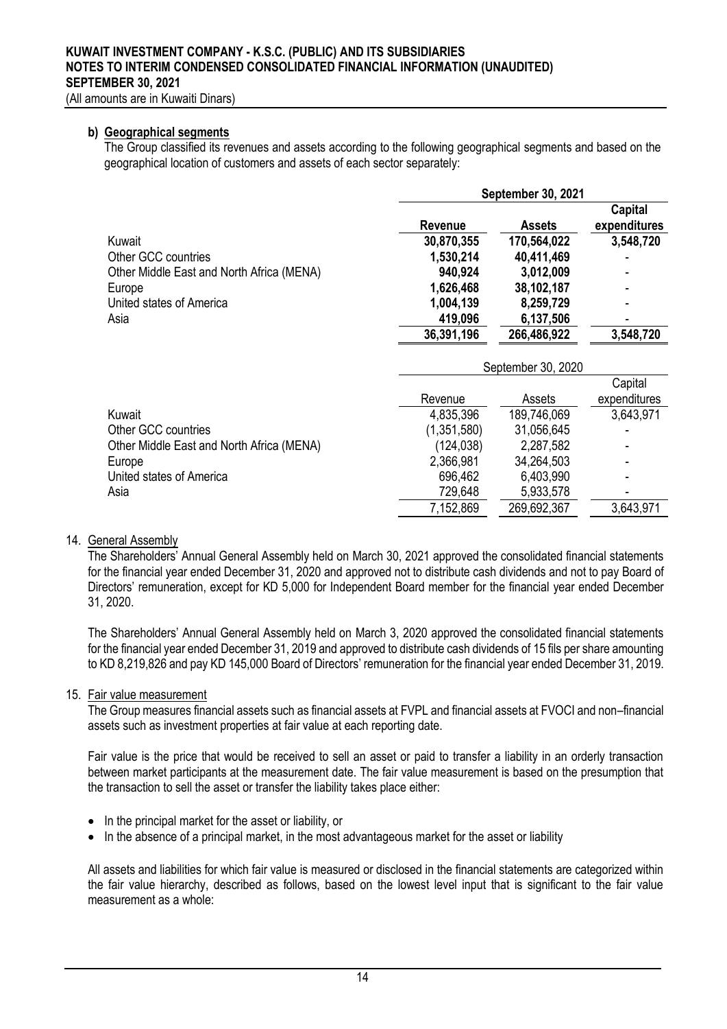**KUWAIT INVESTMENT COMPANY - K.S.C. (PUBLIC) AND ITS SUBSIDIARIES**
**NOTES TO INTERIM CONDENSED CONSOLIDATED FINANCIAL INFORMATION (UNAUDITED)**
**SEPTEMBER 30, 2021**
(All amounts are in Kuwaiti Dinars)

**b) Geographical segments**

The Group classified its revenues and assets according to the following geographical segments and based on the geographical location of customers and assets of each sector separately:

| | **September 30, 2021** | | |
|---|---|---|---|
| | **Revenue** | **Assets** | **Capital expenditures** |
| Kuwait | **30,870,355** | **170,564,022** | **3,548,720** |
| Other GCC countries | **1,530,214** | **40,411,469** | **-** |
| Other Middle East and North Africa (MENA) | **940,924** | **3,012,009** | **-** |
| Europe | **1,626,468** | **38,102,187** | **-** |
| United states of America | **1,004,139** | **8,259,729** | **-** |
| Asia | **419,096** | **6,137,506** | **-** |
| | **36,391,196** | **266,486,922** | **3,548,720** |

| | September 30, 2020 | | |
|---|---|---|---|
| | Revenue | Assets | Capital expenditures |
| Kuwait | 4,835,396 | 189,746,069 | 3,643,971 |
| Other GCC countries | (1,351,580) | 31,056,645 | - |
| Other Middle East and North Africa (MENA) | (124,038) | 2,287,582 | - |
| Europe | 2,366,981 | 34,264,503 | - |
| United states of America | 696,462 | 6,403,990 | - |
| Asia | 729,648 | 5,933,578 | - |
| | 7,152,869 | 269,692,367 | 3,643,971 |

14. General Assembly

The Shareholders' Annual General Assembly held on March 30, 2021 approved the consolidated financial statements for the financial year ended December 31, 2020 and approved not to distribute cash dividends and not to pay Board of Directors' remuneration, except for KD 5,000 for Independent Board member for the financial year ended December 31, 2020.

The Shareholders' Annual General Assembly held on March 3, 2020 approved the consolidated financial statements for the financial year ended December 31, 2019 and approved to distribute cash dividends of 15 fils per share amounting to KD 8,219,826 and pay KD 145,000 Board of Directors' remuneration for the financial year ended December 31, 2019.

15. Fair value measurement

The Group measures financial assets such as financial assets at FVPL and financial assets at FVOCI and non–financial assets such as investment properties at fair value at each reporting date.

Fair value is the price that would be received to sell an asset or paid to transfer a liability in an orderly transaction between market participants at the measurement date. The fair value measurement is based on the presumption that the transaction to sell the asset or transfer the liability takes place either:

- In the principal market for the asset or liability, or
- In the absence of a principal market, in the most advantageous market for the asset or liability

All assets and liabilities for which fair value is measured or disclosed in the financial statements are categorized within the fair value hierarchy, described as follows, based on the lowest level input that is significant to the fair value measurement as a whole: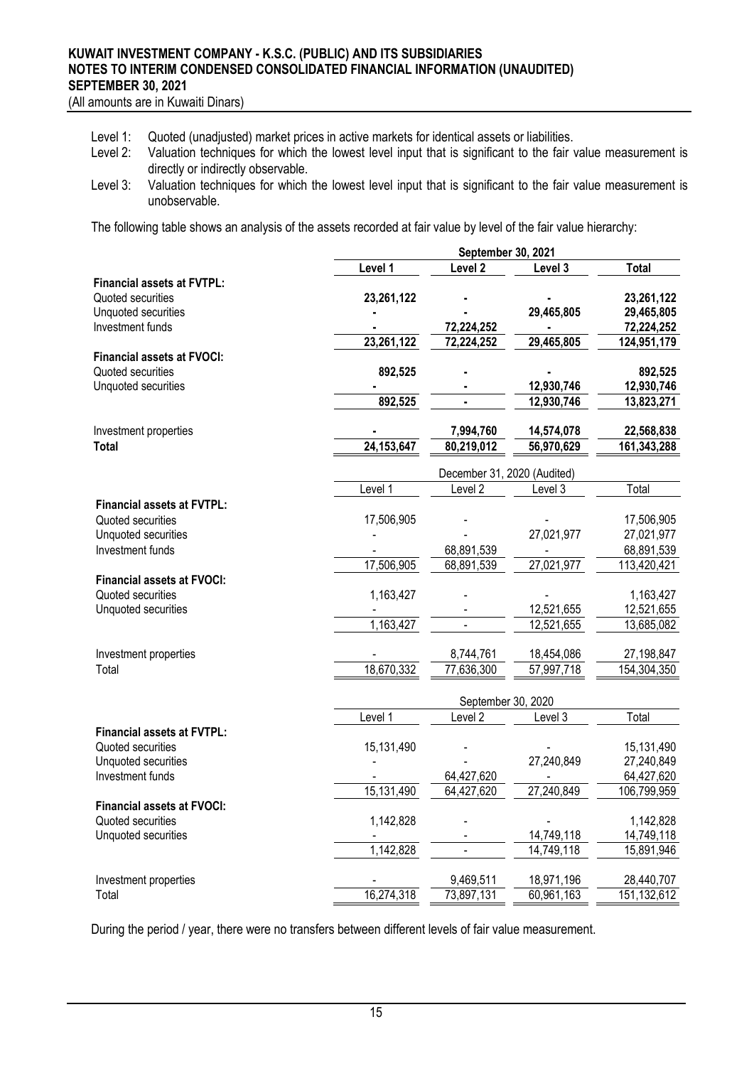Level 1: Quoted (unadjusted) market prices in active markets for identical assets or liabilities.
Level 2: Valuation techniques for which the lowest level input that is significant to the fair value measurement is directly or indirectly observable.
Level 3: Valuation techniques for which the lowest level input that is significant to the fair value measurement is unobservable.

The following table shows an analysis of the assets recorded at fair value by level of the fair value hierarchy:

| | **September 30, 2021** | | | |
|---|---|---|---|---|
| | **Level 1** | **Level 2** | **Level 3** | **Total** |
| **Financial assets at FVTPL:** | | | | |
| Quoted securities | **23,261,122** | **-** | **-** | **23,261,122** |
| Unquoted securities | **-** | **-** | **29,465,805** | **29,465,805** |
| Investment funds | **-** | **72,224,252** | **-** | **72,224,252** |
| | **23,261,122** | **72,224,252** | **29,465,805** | **124,951,179** |
| **Financial assets at FVOCI:** | | | | |
| Quoted securities | **892,525** | **-** | **-** | **892,525** |
| Unquoted securities | **-** | **-** | **12,930,746** | **12,930,746** |
| | **892,525** | **-** | **12,930,746** | **13,823,271** |
| Investment properties | **-** | **7,994,760** | **14,574,078** | **22,568,838** |
| **Total** | **24,153,647** | **80,219,012** | **56,970,629** | **161,343,288** |

| | December 31, 2020 (Audited) | | | |
|---|---|---|---|---|
| | Level 1 | Level 2 | Level 3 | Total |
| **Financial assets at FVTPL:** | | | | |
| Quoted securities | 17,506,905 | - | - | 17,506,905 |
| Unquoted securities | - | - | 27,021,977 | 27,021,977 |
| Investment funds | - | 68,891,539 | - | 68,891,539 |
| | 17,506,905 | 68,891,539 | 27,021,977 | 113,420,421 |
| **Financial assets at FVOCI:** | | | | |
| Quoted securities | 1,163,427 | - | - | 1,163,427 |
| Unquoted securities | - | - | 12,521,655 | 12,521,655 |
| | 1,163,427 | - | 12,521,655 | 13,685,082 |
| Investment properties | - | 8,744,761 | 18,454,086 | 27,198,847 |
| Total | 18,670,332 | 77,636,300 | 57,997,718 | 154,304,350 |

| | September 30, 2020 | | | |
|---|---|---|---|---|
| | Level 1 | Level 2 | Level 3 | Total |
| **Financial assets at FVTPL:** | | | | |
| Quoted securities | 15,131,490 | - | - | 15,131,490 |
| Unquoted securities | - | - | 27,240,849 | 27,240,849 |
| Investment funds | - | 64,427,620 | - | 64,427,620 |
| | 15,131,490 | 64,427,620 | 27,240,849 | 106,799,959 |
| **Financial assets at FVOCI:** | | | | |
| Quoted securities | 1,142,828 | - | - | 1,142,828 |
| Unquoted securities | - | - | 14,749,118 | 14,749,118 |
| | 1,142,828 | - | 14,749,118 | 15,891,946 |
| Investment properties | - | 9,469,511 | 18,971,196 | 28,440,707 |
| Total | 16,274,318 | 73,897,131 | 60,961,163 | 151,132,612 |

During the period / year, there were no transfers between different levels of fair value measurement.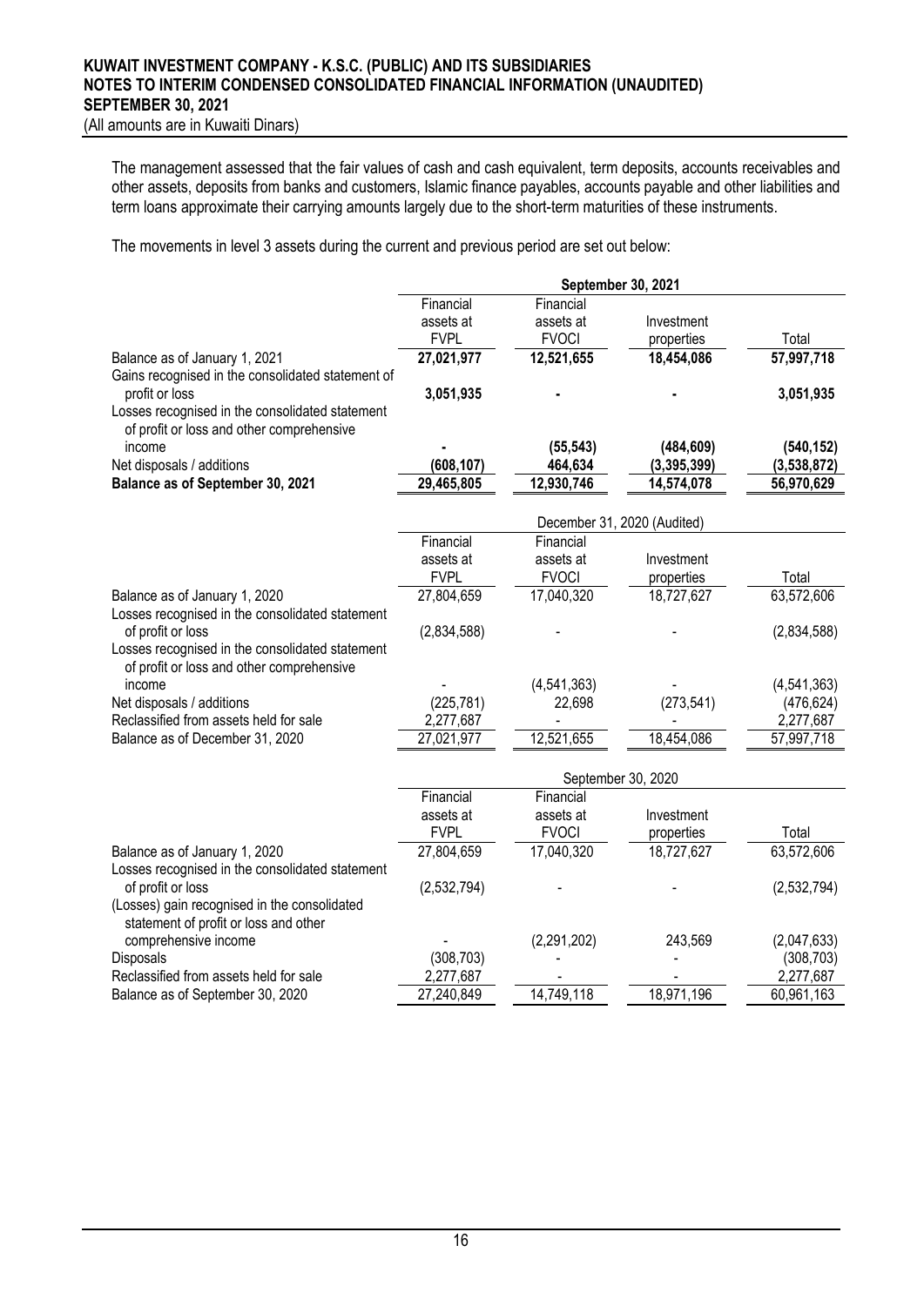The management assessed that the fair values of cash and cash equivalent, term deposits, accounts receivables and other assets, deposits from banks and customers, Islamic finance payables, accounts payable and other liabilities and term loans approximate their carrying amounts largely due to the short-term maturities of these instruments.

The movements in level 3 assets during the current and previous period are set out below:

| | **September 30, 2021** | | | |
|---|---|---|---|---|
| | Financial assets at FVPL | Financial assets at FVOCI | Investment properties | Total |
| Balance as of January 1, 2021 | **27,021,977** | **12,521,655** | **18,454,086** | **57,997,718** |
| Gains recognised in the consolidated statement of profit or loss | **3,051,935** | **-** | **-** | **3,051,935** |
| Losses recognised in the consolidated statement of profit or loss and other comprehensive income | **-** | **(55,543)** | **(484,609)** | **(540,152)** |
| Net disposals / additions | **(608,107)** | **464,634** | **(3,395,399)** | **(3,538,872)** |
| **Balance as of September 30, 2021** | **29,465,805** | **12,930,746** | **14,574,078** | **56,970,629** |

| | December 31, 2020 (Audited) | | | |
|---|---|---|---|---|
| | Financial assets at FVPL | Financial assets at FVOCI | Investment properties | Total |
| Balance as of January 1, 2020 | 27,804,659 | 17,040,320 | 18,727,627 | 63,572,606 |
| Losses recognised in the consolidated statement of profit or loss | (2,834,588) | - | - | (2,834,588) |
| Losses recognised in the consolidated statement of profit or loss and other comprehensive income | - | (4,541,363) | - | (4,541,363) |
| Net disposals / additions | (225,781) | 22,698 | (273,541) | (476,624) |
| Reclassified from assets held for sale | 2,277,687 | - | - | 2,277,687 |
| Balance as of December 31, 2020 | 27,021,977 | 12,521,655 | 18,454,086 | 57,997,718 |

| | September 30, 2020 | | | |
|---|---|---|---|---|
| | Financial assets at FVPL | Financial assets at FVOCI | Investment properties | Total |
| Balance as of January 1, 2020 | 27,804,659 | 17,040,320 | 18,727,627 | 63,572,606 |
| Losses recognised in the consolidated statement of profit or loss | (2,532,794) | - | - | (2,532,794) |
| (Losses) gain recognised in the consolidated statement of profit or loss and other comprehensive income | - | (2,291,202) | 243,569 | (2,047,633) |
| Disposals | (308,703) | - | - | (308,703) |
| Reclassified from assets held for sale | 2,277,687 | - | - | 2,277,687 |
| Balance as of September 30, 2020 | 27,240,849 | 14,749,118 | 18,971,196 | 60,961,163 |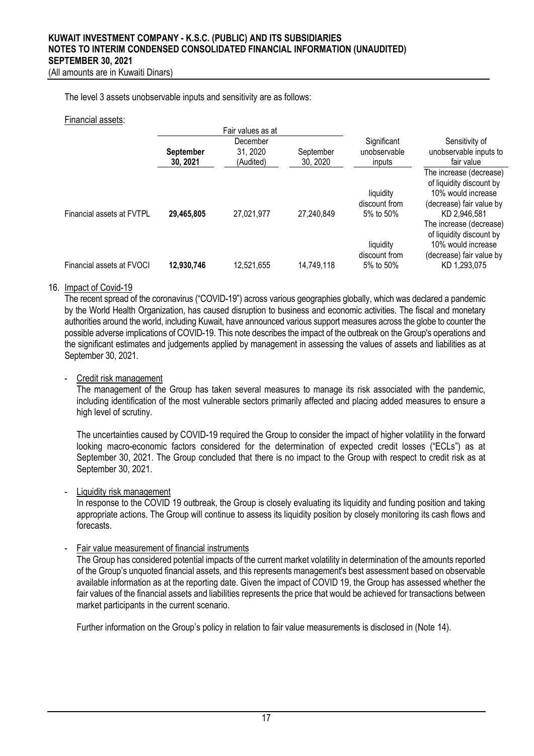The level 3 assets unobservable inputs and sensitivity are as follows:

Financial assets:

| | Fair values as at | | | Significant unobservable inputs | Sensitivity of unobservable inputs to fair value |
|---|---|---|---|---|---|
| | **September 30, 2021** | December 31, 2020 (Audited) | September 30, 2020 | | |
| Financial assets at FVTPL | **29,465,805** | 27,021,977 | 27,240,849 | liquidity discount from 5% to 50% | The increase (decrease) of liquidity discount by 10% would increase (decrease) fair value by KD 2,946,581 |
| Financial assets at FVOCI | **12,930,746** | 12,521,655 | 14,749,118 | liquidity discount from 5% to 50% | The increase (decrease) of liquidity discount by 10% would increase (decrease) fair value by KD 1,293,075 |

16. Impact of Covid-19

The recent spread of the coronavirus ("COVID-19") across various geographies globally, which was declared a pandemic by the World Health Organization, has caused disruption to business and economic activities. The fiscal and monetary authorities around the world, including Kuwait, have announced various support measures across the globe to counter the possible adverse implications of COVID-19. This note describes the impact of the outbreak on the Group's operations and the significant estimates and judgements applied by management in assessing the values of assets and liabilities as at September 30, 2021.

- Credit risk management

The management of the Group has taken several measures to manage its risk associated with the pandemic, including identification of the most vulnerable sectors primarily affected and placing added measures to ensure a high level of scrutiny.

The uncertainties caused by COVID-19 required the Group to consider the impact of higher volatility in the forward looking macro-economic factors considered for the determination of expected credit losses ("ECLs") as at September 30, 2021. The Group concluded that there is no impact to the Group with respect to credit risk as at September 30, 2021.

- Liquidity risk management

In response to the COVID 19 outbreak, the Group is closely evaluating its liquidity and funding position and taking appropriate actions. The Group will continue to assess its liquidity position by closely monitoring its cash flows and forecasts.

- Fair value measurement of financial instruments

The Group has considered potential impacts of the current market volatility in determination of the amounts reported of the Group's unquoted financial assets, and this represents management's best assessment based on observable available information as at the reporting date. Given the impact of COVID 19, the Group has assessed whether the fair values of the financial assets and liabilities represents the price that would be achieved for transactions between market participants in the current scenario.

Further information on the Group's policy in relation to fair value measurements is disclosed in (Note 14).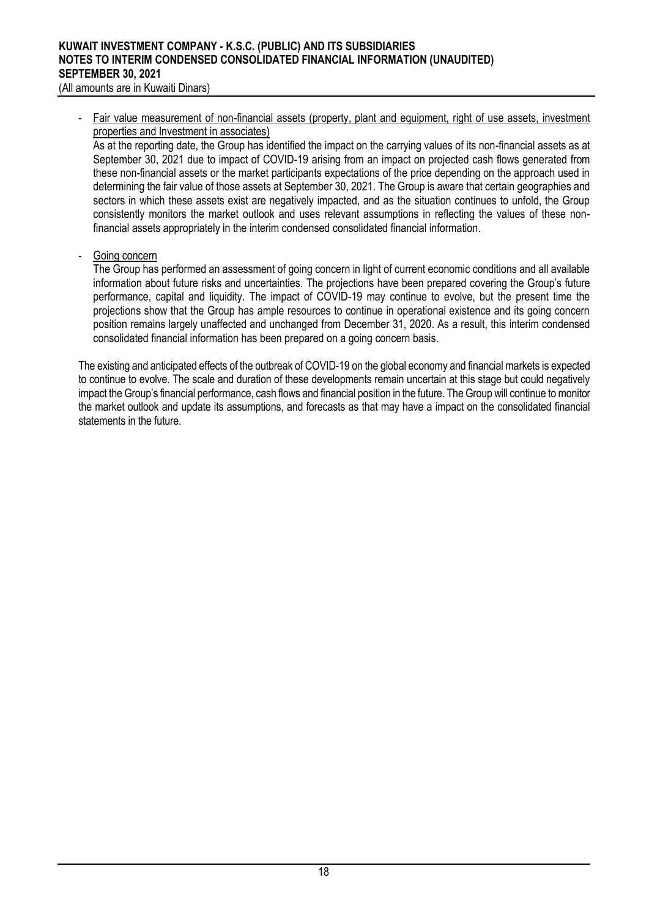- Fair value measurement of non-financial assets (property, plant and equipment, right of use assets, investment properties and Investment in associates)

  As at the reporting date, the Group has identified the impact on the carrying values of its non-financial assets as at September 30, 2021 due to impact of COVID-19 arising from an impact on projected cash flows generated from these non-financial assets or the market participants expectations of the price depending on the approach used in determining the fair value of those assets at September 30, 2021. The Group is aware that certain geographies and sectors in which these assets exist are negatively impacted, and as the situation continues to unfold, the Group consistently monitors the market outlook and uses relevant assumptions in reflecting the values of these non-financial assets appropriately in the interim condensed consolidated financial information.

- Going concern

  The Group has performed an assessment of going concern in light of current economic conditions and all available information about future risks and uncertainties. The projections have been prepared covering the Group's future performance, capital and liquidity. The impact of COVID-19 may continue to evolve, but the present time the projections show that the Group has ample resources to continue in operational existence and its going concern position remains largely unaffected and unchanged from December 31, 2020. As a result, this interim condensed consolidated financial information has been prepared on a going concern basis.

The existing and anticipated effects of the outbreak of COVID-19 on the global economy and financial markets is expected to continue to evolve. The scale and duration of these developments remain uncertain at this stage but could negatively impact the Group's financial performance, cash flows and financial position in the future. The Group will continue to monitor the market outlook and update its assumptions, and forecasts as that may have a impact on the consolidated financial statements in the future.